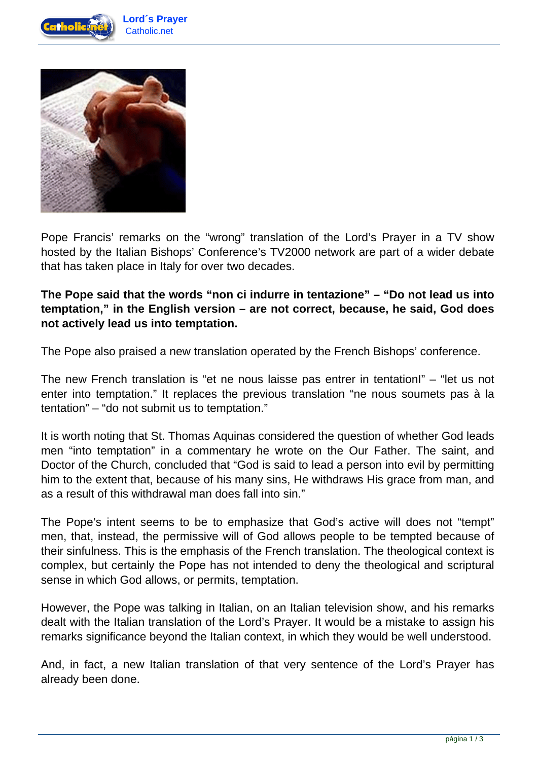Pope Francis' remarks on the "wrong" translation of the Lord's Prayer in a TV show hosted by the Italian Bishops' Conference's TV2000 network are part of a wider debate that has taken place in Italy for over two decades.

**The Pope said that the words "non ci indurre in tentazione" – "Do not lead us into temptation," in the English version – are not correct, because, he said, God does not actively lead us into temptation.**

The Pope also praised a new translation operated by the French Bishops' conference.

The new French translation is "et ne nous laisse pas entrer in tentationl" – "let us not enter into temptation." It replaces the previous translation "ne nous soumets pas à la tentation" – "do not submit us to temptation."

It is worth noting that St. Thomas Aquinas considered the question of whether God leads men "into temptation" in a commentary he wrote on the Our Father. The saint, and Doctor of the Church, concluded that "God is said to lead a person into evil by permitting him to the extent that, because of his many sins, He withdraws His grace from man, and as a result of this withdrawal man does fall into sin."

The Pope's intent seems to be to emphasize that God's active will does not "tempt" men, that, instead, the permissive will of God allows people to be tempted because of their sinfulness. This is the emphasis of the French translation. The theological context is complex, but certainly the Pope has not intended to deny the theological and scriptural sense in which God allows, or permits, temptation.

However, the Pope was talking in Italian, on an Italian television show, and his remarks dealt with the Italian translation of the Lord's Prayer. It would be a mistake to assign his remarks significance beyond the Italian context, in which they would be well understood.

And, in fact, a new Italian translation of that very sentence of the Lord's Prayer has already been done.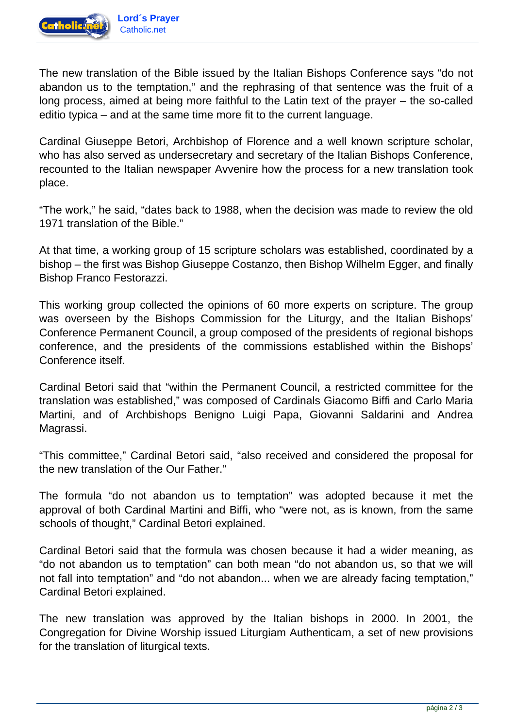The new translation of the Bible issued by the Italian Bishops Conference says “do not abandon us to the temptation,” and the rephrasing of that sentence was the fruit of a long process, aimed at being more faithful to the Latin text of the prayer – the so-called editio typica – and at the same time more fit to the current language.

Cardinal Giuseppe Betori, Archbishop of Florence and a well known scripture scholar, who has also served as undersecretary and secretary of the Italian Bishops Conference, recounted to the Italian newspaper Avvenire how the process for a new translation took place.

“The work,” he said, “dates back to 1988, when the decision was made to review the old 1971 translation of the Bible.”

At that time, a working group of 15 scripture scholars was established, coordinated by a bishop – the first was Bishop Giuseppe Costanzo, then Bishop Wilhelm Egger, and finally Bishop Franco Festorazzi.

This working group collected the opinions of 60 more experts on scripture. The group was overseen by the Bishops Commission for the Liturgy, and the Italian Bishops’ Conference Permanent Council, a group composed of the presidents of regional bishops conference, and the presidents of the commissions established within the Bishops’ Conference itself.

Cardinal Betori said that “within the Permanent Council, a restricted committee for the translation was established,” was composed of Cardinals Giacomo Biffi and Carlo Maria Martini, and of Archbishops Benigno Luigi Papa, Giovanni Saldarini and Andrea Magrassi.

“This committee,” Cardinal Betori said, “also received and considered the proposal for the new translation of the Our Father.”

The formula “do not abandon us to temptation” was adopted because it met the approval of both Cardinal Martini and Biffi, who “were not, as is known, from the same schools of thought,” Cardinal Betori explained.

Cardinal Betori said that the formula was chosen because it had a wider meaning, as “do not abandon us to temptation” can both mean “do not abandon us, so that we will not fall into temptation” and “do not abandon... when we are already facing temptation,” Cardinal Betori explained.

The new translation was approved by the Italian bishops in 2000. In 2001, the Congregation for Divine Worship issued Liturgiam Authenticam, a set of new provisions for the translation of liturgical texts.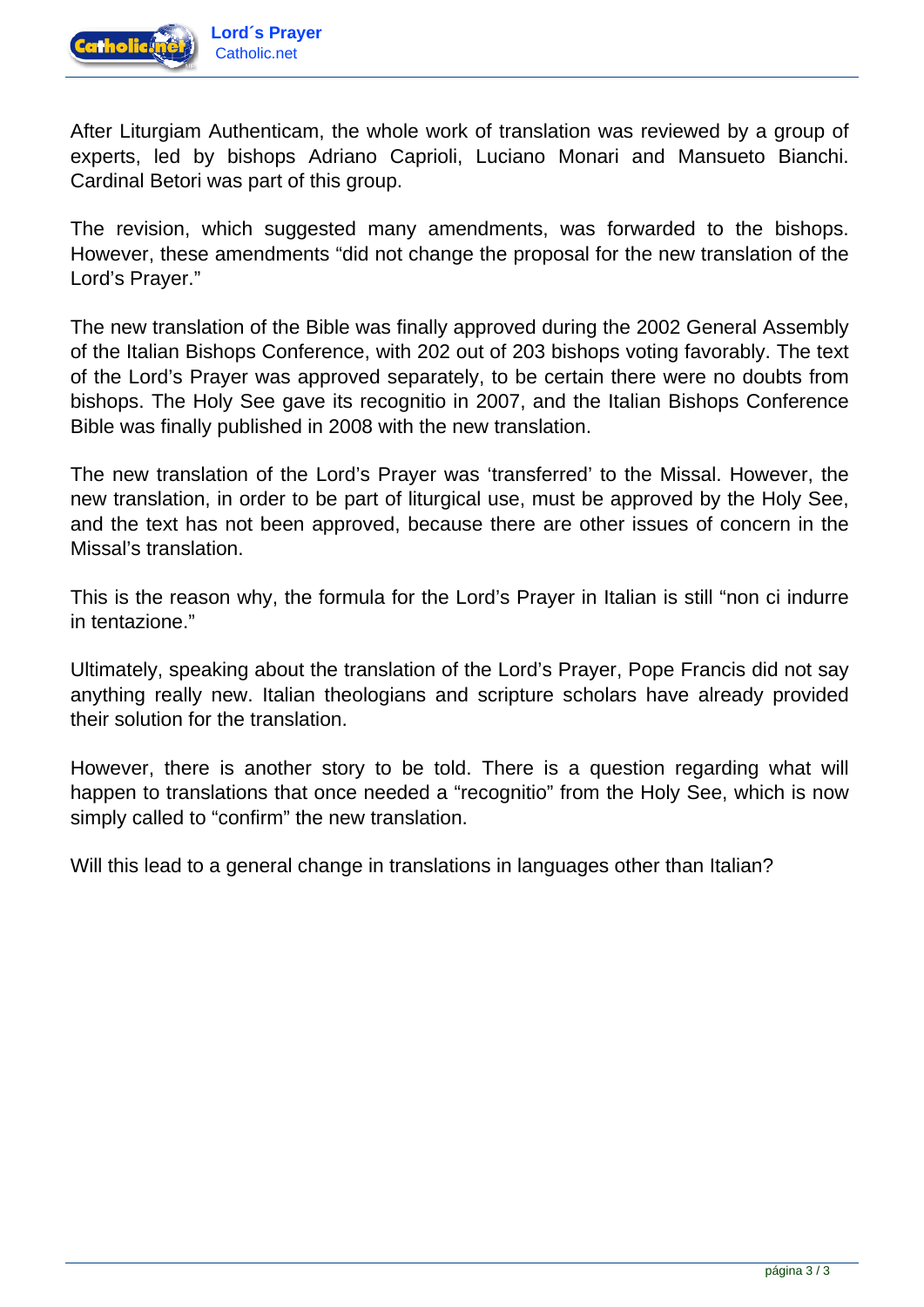After Liturgiam Authenticam, the whole work of translation was reviewed by a group of experts, led by bishops Adriano Caprioli, Luciano Monari and Mansueto Bianchi. Cardinal Betori was part of this group.

The revision, which suggested many amendments, was forwarded to the bishops. However, these amendments “did not change the proposal for the new translation of the Lord’s Prayer.”

The new translation of the Bible was finally approved during the 2002 General Assembly of the Italian Bishops Conference, with 202 out of 203 bishops voting favorably. The text of the Lord’s Prayer was approved separately, to be certain there were no doubts from bishops. The Holy See gave its recognitio in 2007, and the Italian Bishops Conference Bible was finally published in 2008 with the new translation.

The new translation of the Lord’s Prayer was ‘transferred’ to the Missal. However, the new translation, in order to be part of liturgical use, must be approved by the Holy See, and the text has not been approved, because there are other issues of concern in the Missal’s translation.

This is the reason why, the formula for the Lord’s Prayer in Italian is still “non ci indurre in tentazione.”

Ultimately, speaking about the translation of the Lord’s Prayer, Pope Francis did not say anything really new. Italian theologians and scripture scholars have already provided their solution for the translation.

However, there is another story to be told. There is a question regarding what will happen to translations that once needed a “recognitio” from the Holy See, which is now simply called to “confirm” the new translation.

Will this lead to a general change in translations in languages other than Italian?